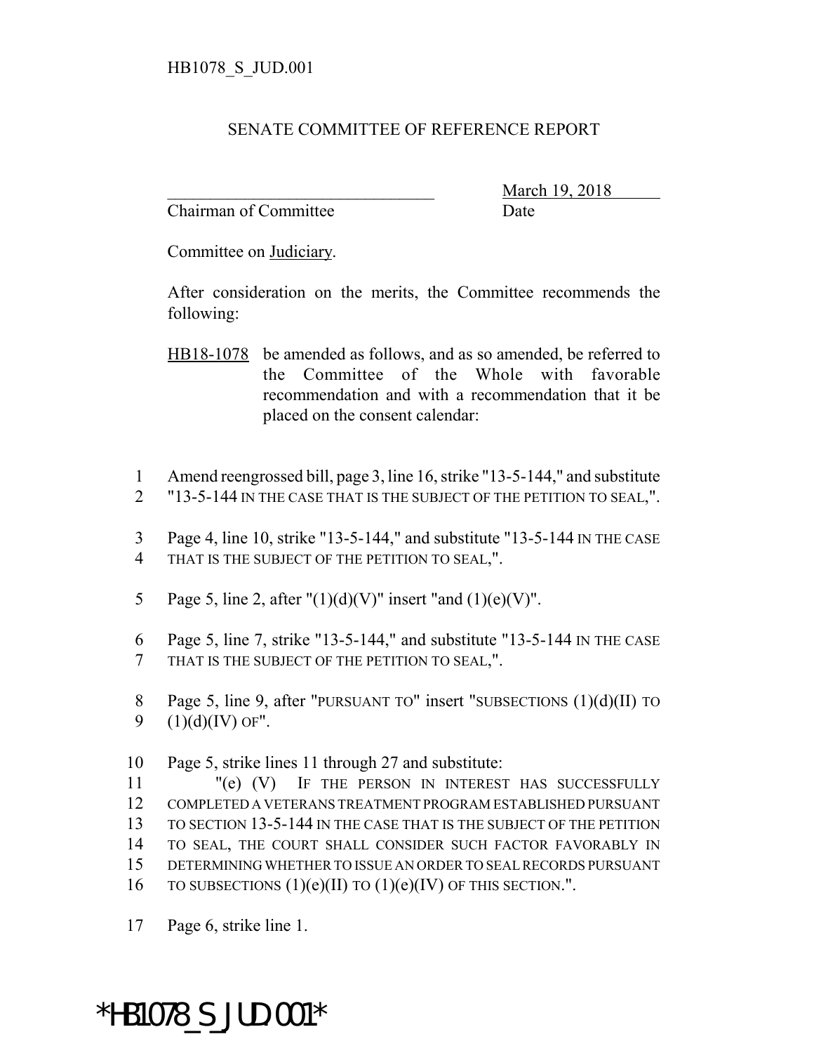HB1078_S_JUD.001

SENATE COMMITTEE OF REFERENCE REPORT

________________________________ March 19, 2018
Chairman of Committee Date

Committee on Judiciary.

After consideration on the merits, the Committee recommends the following:

HB18-1078 be amended as follows, and as so amended, be referred to the Committee of the Whole with favorable recommendation and with a recommendation that it be placed on the consent calendar:

1 Amend reengrossed bill, page 3, line 16, strike "13-5-144," and substitute
2 "13-5-144 IN THE CASE THAT IS THE SUBJECT OF THE PETITION TO SEAL,".

3 Page 4, line 10, strike "13-5-144," and substitute "13-5-144 IN THE CASE
4 THAT IS THE SUBJECT OF THE PETITION TO SEAL,".

5 Page 5, line 2, after "(1)(d)(V)" insert "and (1)(e)(V)".

6 Page 5, line 7, strike "13-5-144," and substitute "13-5-144 IN THE CASE
7 THAT IS THE SUBJECT OF THE PETITION TO SEAL,".

8 Page 5, line 9, after "PURSUANT TO" insert "SUBSECTIONS (1)(d)(II) TO
9 (1)(d)(IV) OF".

10 Page 5, strike lines 11 through 27 and substitute:
11 "(e) (V) IF THE PERSON IN INTEREST HAS SUCCESSFULLY
12 COMPLETED A VETERANS TREATMENT PROGRAM ESTABLISHED PURSUANT
13 TO SECTION 13-5-144 IN THE CASE THAT IS THE SUBJECT OF THE PETITION
14 TO SEAL, THE COURT SHALL CONSIDER SUCH FACTOR FAVORABLY IN
15 DETERMINING WHETHER TO ISSUE AN ORDER TO SEAL RECORDS PURSUANT
16 TO SUBSECTIONS (1)(e)(II) TO (1)(e)(IV) OF THIS SECTION.".

17 Page 6, strike line 1.

*HB1078_S_JUD.001*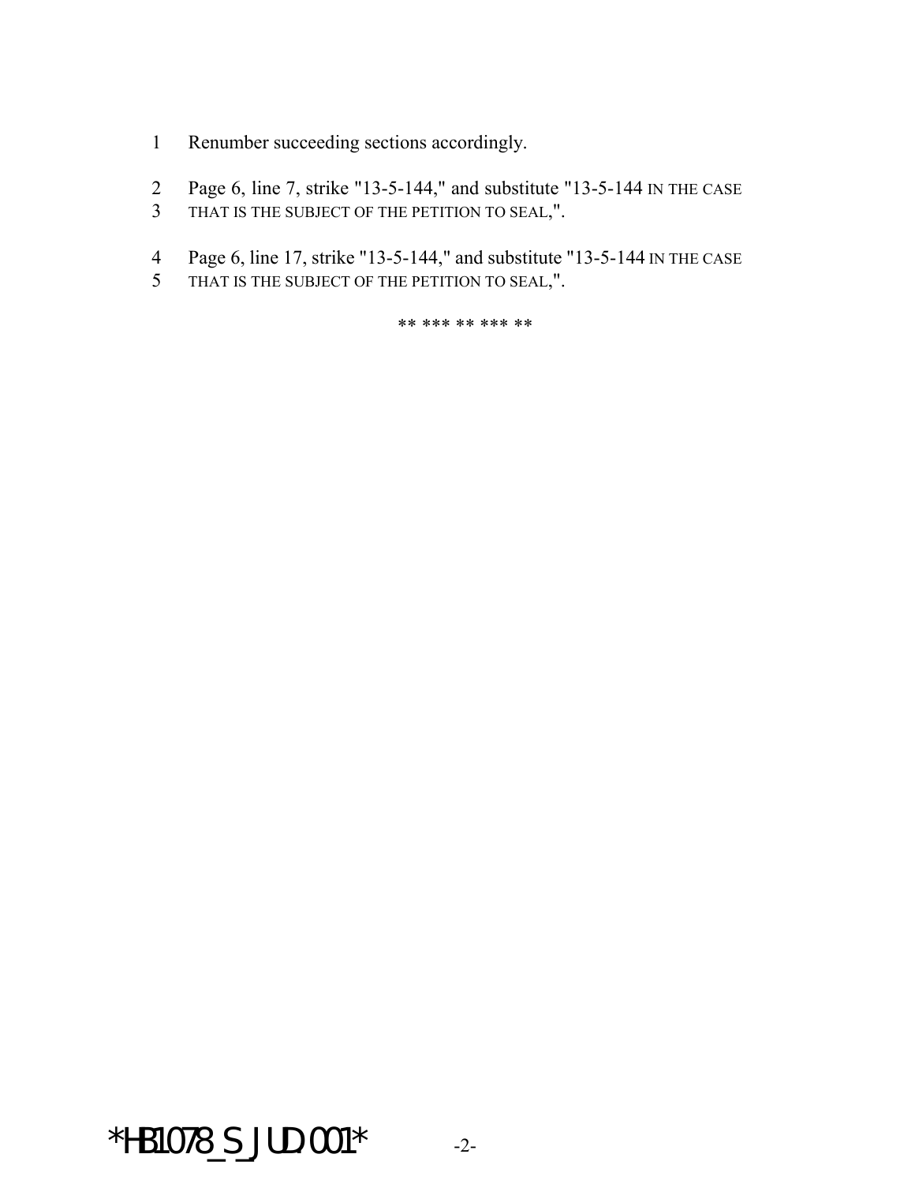1 Renumber succeeding sections accordingly.

2 Page 6, line 7, strike "13-5-144," and substitute "13-5-144 IN THE CASE
3 THAT IS THE SUBJECT OF THE PETITION TO SEAL,".

4 Page 6, line 17, strike "13-5-144," and substitute "13-5-144 IN THE CASE
5 THAT IS THE SUBJECT OF THE PETITION TO SEAL,".

** *** ** *** **

*HB1078_S_JUD.001*